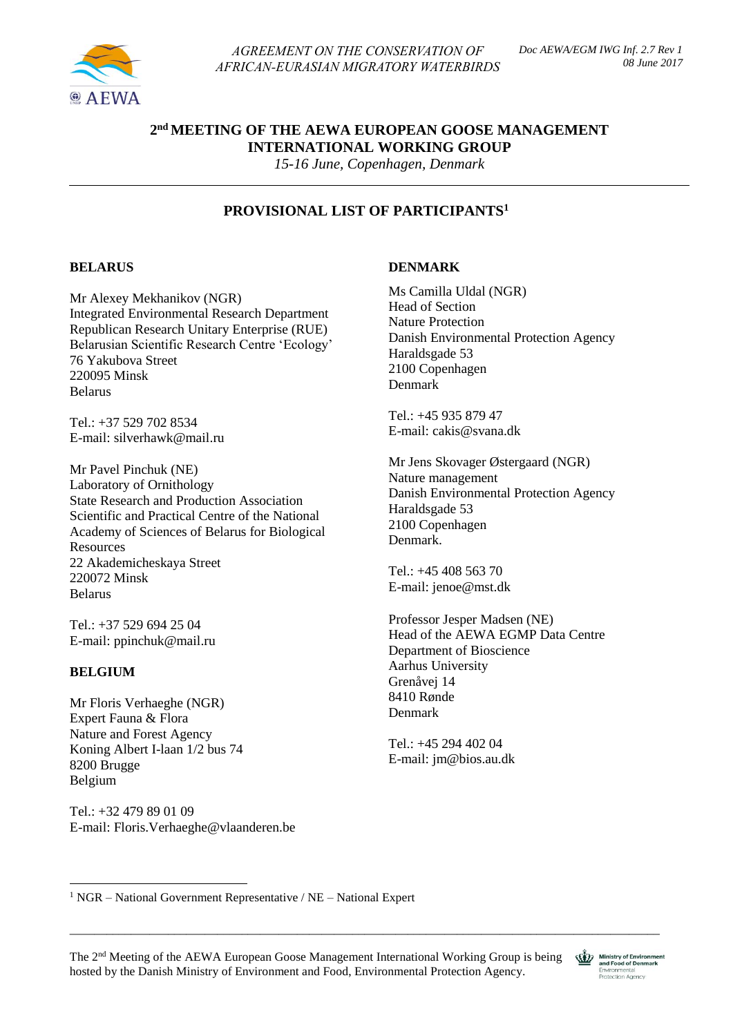AGREEMENT ON THE CONSERVATION OF AFRICAN-EURASIAN MIGRATORY WATERBIRDS

*Doc AEWA/EGM IWG Inf. 2.7 Rev 1*
*08 June 2017*

# 2nd MEETING OF THE AEWA EUROPEAN GOOSE MANAGEMENT INTERNATIONAL WORKING GROUP

*15-16 June, Copenhagen, Denmark*

## PROVISIONAL LIST OF PARTICIPANTS[1]

### BELARUS

Mr Alexey Mekhanikov (NGR)
Integrated Environmental Research Department
Republican Research Unitary Enterprise (RUE)
Belarusian Scientific Research Centre 'Ecology'
76 Yakubova Street
220095 Minsk
Belarus

Tel.: +37 529 702 8534
E-mail: silverhawk@mail.ru

Mr Pavel Pinchuk (NE)
Laboratory of Ornithology
State Research and Production Association
Scientific and Practical Centre of the National Academy of Sciences of Belarus for Biological Resources
22 Akademicheskaya Street
220072 Minsk
Belarus

Tel.: +37 529 694 25 04
E-mail: ppinchuk@mail.ru

### BELGIUM

Mr Floris Verhaeghe (NGR)
Expert Fauna & Flora
Nature and Forest Agency
Koning Albert I-laan 1/2 bus 74
8200 Brugge
Belgium

Tel.: +32 479 89 01 09
E-mail: Floris.Verhaeghe@vlaanderen.be

### DENMARK

Ms Camilla Uldal (NGR)
Head of Section
Nature Protection
Danish Environmental Protection Agency
Haraldsgade 53
2100 Copenhagen
Denmark

Tel.: +45 935 879 47
E-mail: cakis@svana.dk

Mr Jens Skovager Østergaard (NGR)
Nature management
Danish Environmental Protection Agency
Haraldsgade 53
2100 Copenhagen
Denmark.

Tel.: +45 408 563 70
E-mail: jenoe@mst.dk

Professor Jesper Madsen (NE)
Head of the AEWA EGMP Data Centre
Department of Bioscience
Aarhus University
Grenåvej 14
8410 Rønde
Denmark

Tel.: +45 294 402 04
E-mail: jm@bios.au.dk

---

[1] NGR – National Government Representative / NE – National Expert

The 2nd Meeting of the AEWA European Goose Management International Working Group is being hosted by the Danish Ministry of Environment and Food, Environmental Protection Agency.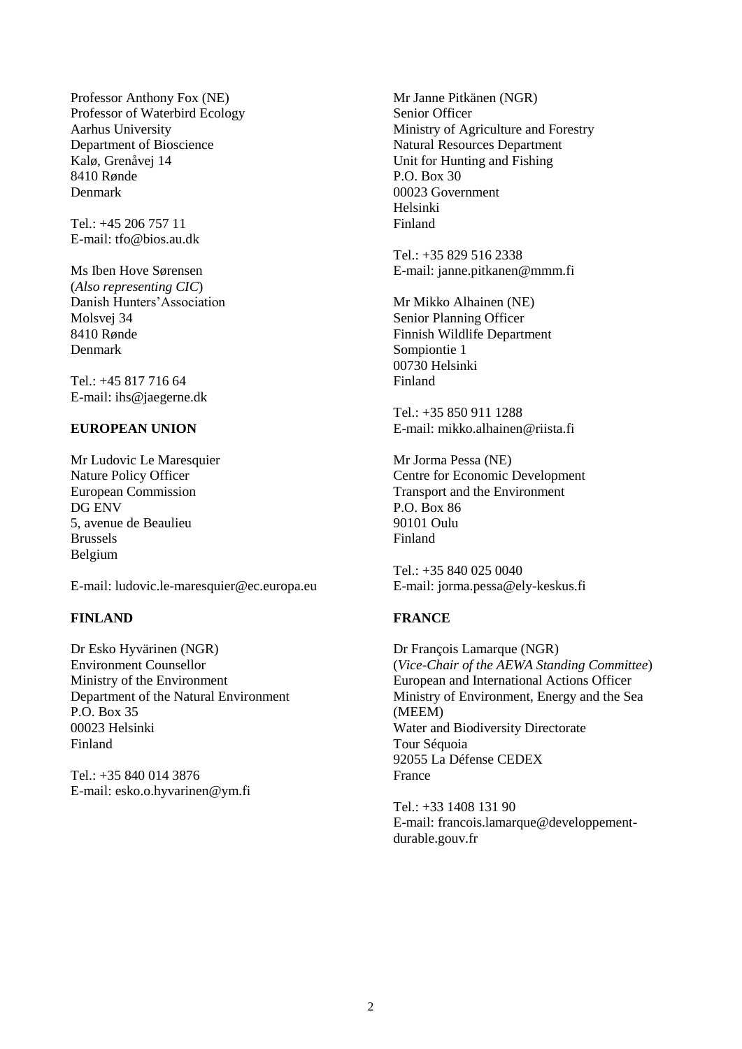Professor Anthony Fox (NE)
Professor of Waterbird Ecology
Aarhus University
Department of Bioscience
Kalø, Grenåvej 14
8410 Rønde
Denmark

Tel.: +45 206 757 11
E-mail: tfo@bios.au.dk

Ms Iben Hove Sørensen
(*Also representing CIC*)
Danish Hunters' Association
Molsvej 34
8410 Rønde
Denmark

Tel.: +45 817 716 64
E-mail: ihs@jaegerne.dk

**EUROPEAN UNION**

Mr Ludovic Le Maresquier
Nature Policy Officer
European Commission
DG ENV
5, avenue de Beaulieu
Brussels
Belgium

E-mail: ludovic.le-maresquier@ec.europa.eu

**FINLAND**

Dr Esko Hyvärinen (NGR)
Environment Counsellor
Ministry of the Environment
Department of the Natural Environment
P.O. Box 35
00023 Helsinki
Finland

Tel.: +35 840 014 3876
E-mail: esko.o.hyvarinen@ym.fi

Mr Janne Pitkänen (NGR)
Senior Officer
Ministry of Agriculture and Forestry
Natural Resources Department
Unit for Hunting and Fishing
P.O. Box 30
00023 Government
Helsinki
Finland

Tel.: +35 829 516 2338
E-mail: janne.pitkanen@mmm.fi

Mr Mikko Alhainen (NE)
Senior Planning Officer
Finnish Wildlife Department
Sompiontie 1
00730 Helsinki
Finland

Tel.: +35 850 911 1288
E-mail: mikko.alhainen@riista.fi

Mr Jorma Pessa (NE)
Centre for Economic Development
Transport and the Environment
P.O. Box 86
90101 Oulu
Finland

Tel.: +35 840 025 0040
E-mail: jorma.pessa@ely-keskus.fi

**FRANCE**

Dr François Lamarque (NGR)
(*Vice-Chair of the AEWA Standing Committee*)
European and International Actions Officer
Ministry of Environment, Energy and the Sea
(MEEM)
Water and Biodiversity Directorate
Tour Séquoia
92055 La Défense CEDEX
France

Tel.: +33 1408 131 90
E-mail: francois.lamarque@developpement-durable.gouv.fr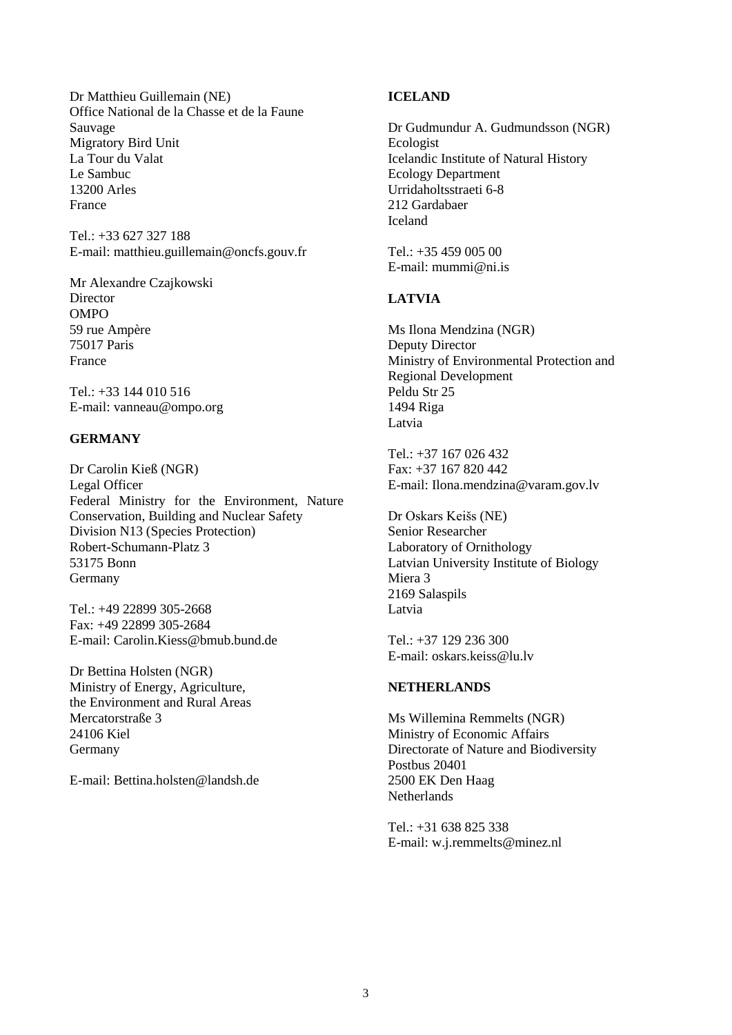Dr Matthieu Guillemain (NE)
Office National de la Chasse et de la Faune Sauvage
Migratory Bird Unit
La Tour du Valat
Le Sambuc
13200 Arles
France

Tel.: +33 627 327 188
E-mail: matthieu.guillemain@oncfs.gouv.fr

Mr Alexandre Czajkowski
Director
OMPO
59 rue Ampère
75017 Paris
France

Tel.: +33 144 010 516
E-mail: vanneau@ompo.org

**GERMANY**

Dr Carolin Kieß (NGR)
Legal Officer
Federal Ministry for the Environment, Nature Conservation, Building and Nuclear Safety
Division N13 (Species Protection)
Robert-Schumann-Platz 3
53175 Bonn
Germany

Tel.: +49 22899 305-2668
Fax: +49 22899 305-2684
E-mail: Carolin.Kiess@bmub.bund.de

Dr Bettina Holsten (NGR)
Ministry of Energy, Agriculture, the Environment and Rural Areas
Mercatorstraße 3
24106 Kiel
Germany

E-mail: Bettina.holsten@landsh.de

**ICELAND**

Dr Gudmundur A. Gudmundsson (NGR)
Ecologist
Icelandic Institute of Natural History
Ecology Department
Urridaholtsstraeti 6-8
212 Gardabaer
Iceland

Tel.: +35 459 005 00
E-mail: mummi@ni.is

**LATVIA**

Ms Ilona Mendzina (NGR)
Deputy Director
Ministry of Environmental Protection and Regional Development
Peldu Str 25
1494 Riga
Latvia

Tel.: +37 167 026 432
Fax: +37 167 820 442
E-mail: Ilona.mendzina@varam.gov.lv

Dr Oskars Keišs (NE)
Senior Researcher
Laboratory of Ornithology
Latvian University Institute of Biology
Miera 3
2169 Salaspils
Latvia

Tel.: +37 129 236 300
E-mail: oskars.keiss@lu.lv

**NETHERLANDS**

Ms Willemina Remmelts (NGR)
Ministry of Economic Affairs
Directorate of Nature and Biodiversity
Postbus 20401
2500 EK Den Haag
Netherlands

Tel.: +31 638 825 338
E-mail: w.j.remmelts@minez.nl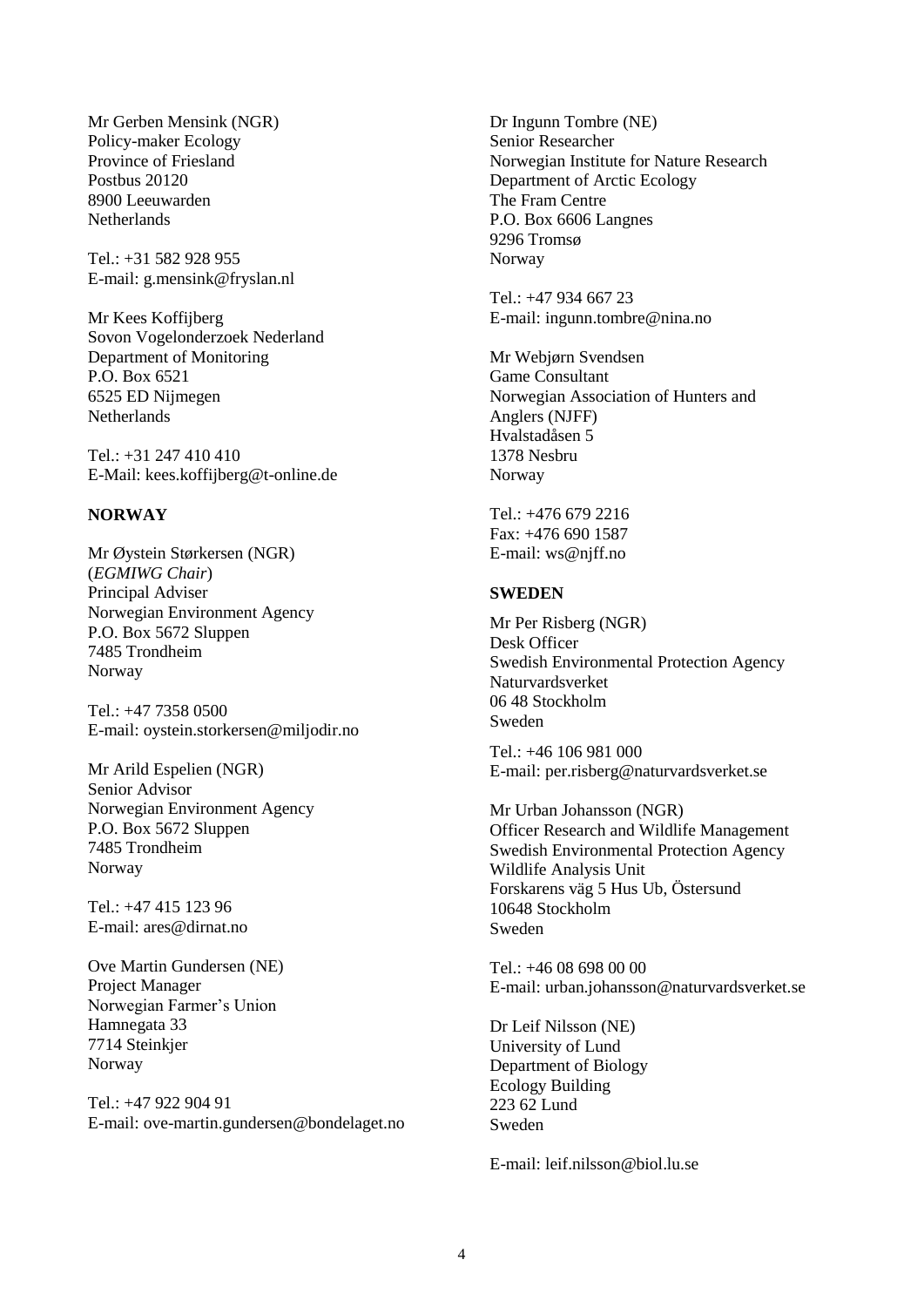Mr Gerben Mensink (NGR)
Policy-maker Ecology
Province of Friesland
Postbus 20120
8900 Leeuwarden
Netherlands

Tel.: +31 582 928 955
E-mail: g.mensink@fryslan.nl

Mr Kees Koffijberg
Sovon Vogelonderzoek Nederland
Department of Monitoring
P.O. Box 6521
6525 ED Nijmegen
Netherlands

Tel.: +31 247 410 410
E-Mail: kees.koffijberg@t-online.de

**NORWAY**

Mr Øystein Størkersen (NGR)
(*EGMIWG Chair*)
Principal Adviser
Norwegian Environment Agency
P.O. Box 5672 Sluppen
7485 Trondheim
Norway

Tel.: +47 7358 0500
E-mail: oystein.storkersen@miljodir.no

Mr Arild Espelien (NGR)
Senior Advisor
Norwegian Environment Agency
P.O. Box 5672 Sluppen
7485 Trondheim
Norway

Tel.: +47 415 123 96
E-mail: ares@dirnat.no

Ove Martin Gundersen (NE)
Project Manager
Norwegian Farmer's Union
Hamnegata 33
7714 Steinkjer
Norway

Tel.: +47 922 904 91
E-mail: ove-martin.gundersen@bondelaget.no

Dr Ingunn Tombre (NE)
Senior Researcher
Norwegian Institute for Nature Research
Department of Arctic Ecology
The Fram Centre
P.O. Box 6606 Langnes
9296 Tromsø
Norway

Tel.: +47 934 667 23
E-mail: ingunn.tombre@nina.no

Mr Webjørn Svendsen
Game Consultant
Norwegian Association of Hunters and Anglers (NJFF)
Hvalstadåsen 5
1378 Nesbru
Norway

Tel.: +476 679 2216
Fax: +476 690 1587
E-mail: ws@njff.no

**SWEDEN**

Mr Per Risberg (NGR)
Desk Officer
Swedish Environmental Protection Agency
Naturvardsverket
06 48 Stockholm
Sweden

Tel.: +46 106 981 000
E-mail: per.risberg@naturvardsverket.se

Mr Urban Johansson (NGR)
Officer Research and Wildlife Management
Swedish Environmental Protection Agency
Wildlife Analysis Unit
Forskarens väg 5 Hus Ub, Östersund
10648 Stockholm
Sweden

Tel.: +46 08 698 00 00
E-mail: urban.johansson@naturvardsverket.se

Dr Leif Nilsson (NE)
University of Lund
Department of Biology
Ecology Building
223 62 Lund
Sweden

E-mail: leif.nilsson@biol.lu.se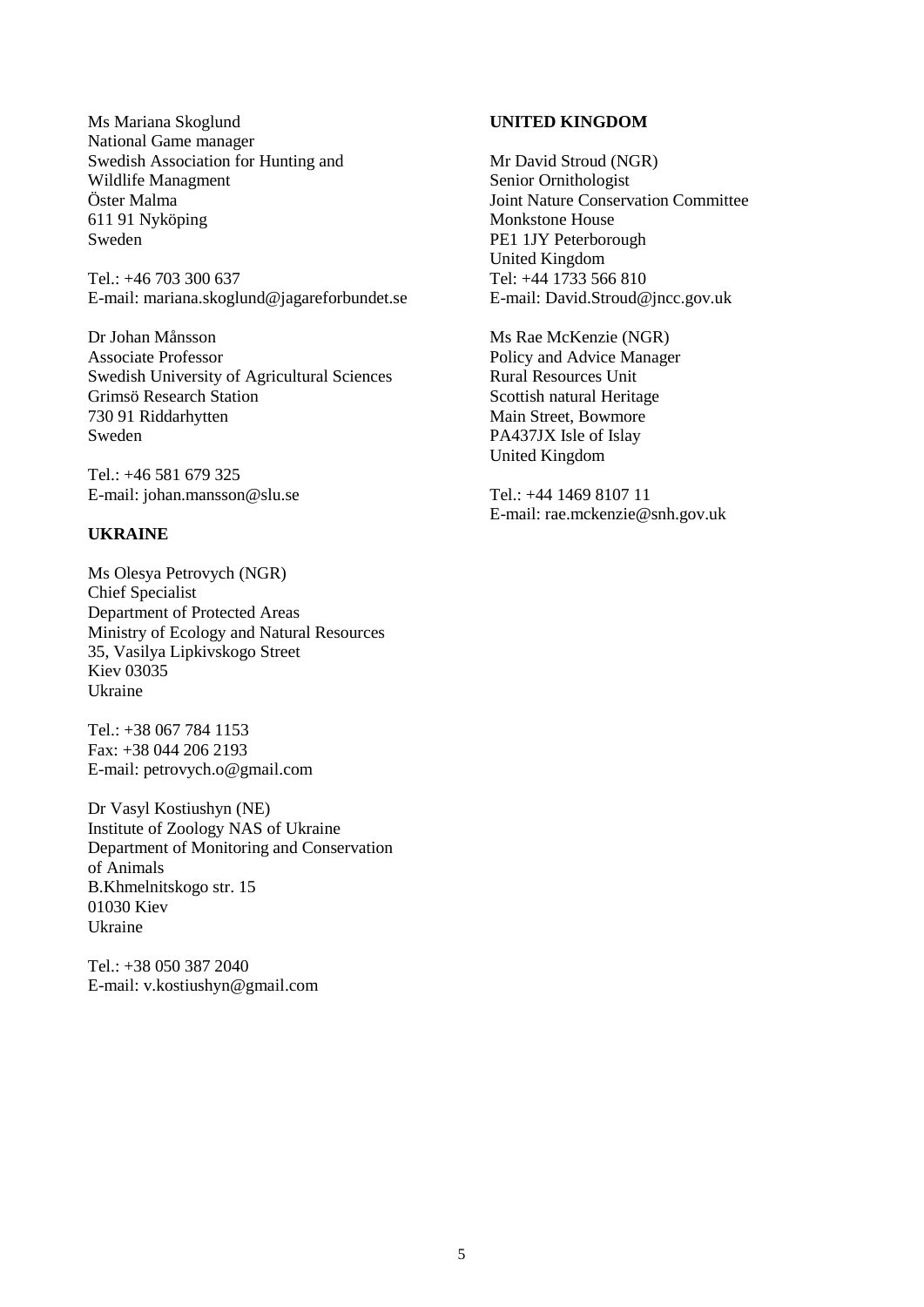Ms Mariana Skoglund
National Game manager
Swedish Association for Hunting and Wildlife Managment
Öster Malma
611 91 Nyköping
Sweden

Tel.: +46 703 300 637
E-mail: mariana.skoglund@jagareforbundet.se

Dr Johan Månsson
Associate Professor
Swedish University of Agricultural Sciences
Grimsö Research Station
730 91 Riddarhytten
Sweden

Tel.: +46 581 679 325
E-mail: johan.mansson@slu.se

**UKRAINE**

Ms Olesya Petrovych (NGR)
Chief Specialist
Department of Protected Areas
Ministry of Ecology and Natural Resources
35, Vasilya Lipkivskogo Street
Kiev 03035
Ukraine

Tel.: +38 067 784 1153
Fax: +38 044 206 2193
E-mail: petrovych.o@gmail.com

Dr Vasyl Kostiushyn (NE)
Institute of Zoology NAS of Ukraine
Department of Monitoring and Conservation of Animals
B.Khmelnitskogo str. 15
01030 Kiev
Ukraine

Tel.: +38 050 387 2040
E-mail: v.kostiushyn@gmail.com

**UNITED KINGDOM**

Mr David Stroud (NGR)
Senior Ornithologist
Joint Nature Conservation Committee
Monkstone House
PE1 1JY Peterborough
United Kingdom
Tel: +44 1733 566 810
E-mail: David.Stroud@jncc.gov.uk

Ms Rae McKenzie (NGR)
Policy and Advice Manager
Rural Resources Unit
Scottish natural Heritage
Main Street, Bowmore
PA437JX Isle of Islay
United Kingdom

Tel.: +44 1469 8107 11
E-mail: rae.mckenzie@snh.gov.uk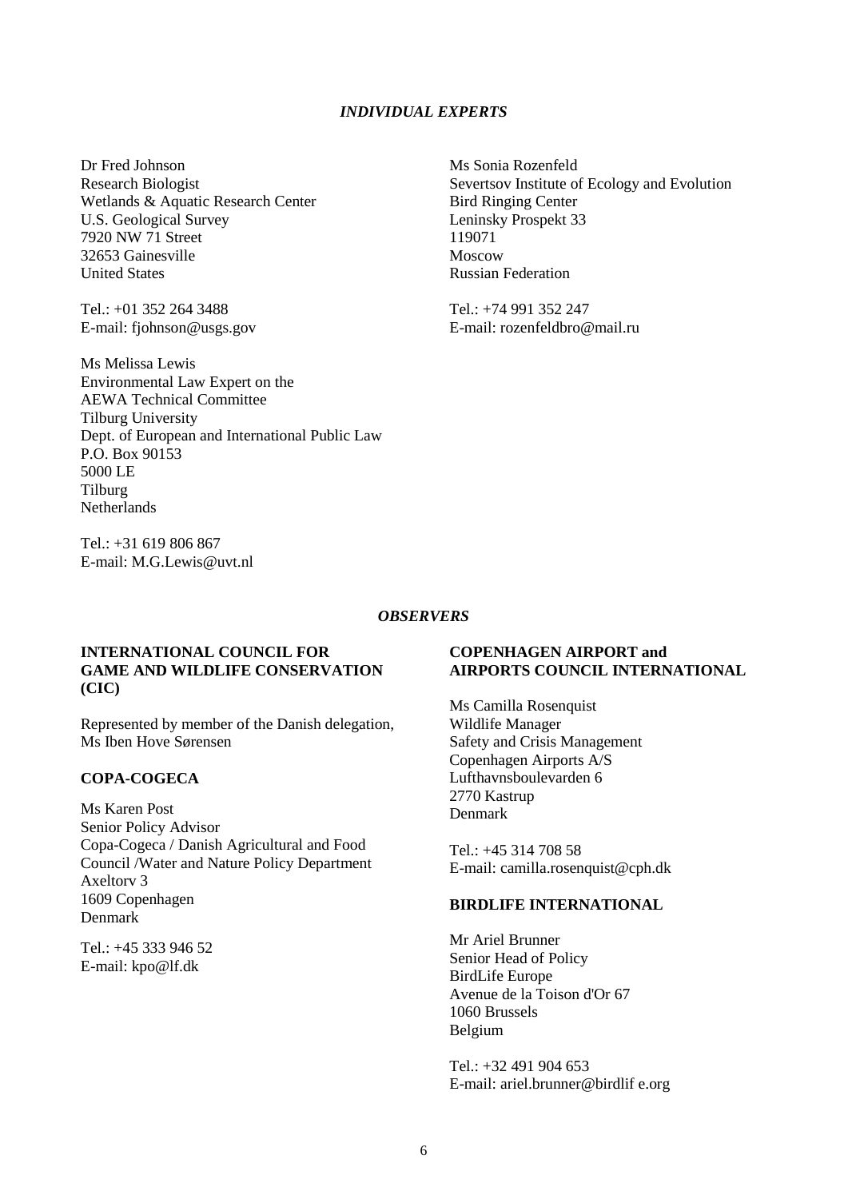*INDIVIDUAL EXPERTS*

Dr Fred Johnson
Research Biologist
Wetlands & Aquatic Research Center
U.S. Geological Survey
7920 NW 71 Street
32653 Gainesville
United States

Tel.: +01 352 264 3488
E-mail: fjohnson@usgs.gov

Ms Melissa Lewis
Environmental Law Expert on the
AEWA Technical Committee
Tilburg University
Dept. of European and International Public Law
P.O. Box 90153
5000 LE
Tilburg
Netherlands

Tel.: +31 619 806 867
E-mail: M.G.Lewis@uvt.nl

Ms Sonia Rozenfeld
Severtsov Institute of Ecology and Evolution
Bird Ringing Center
Leninsky Prospekt 33
119071
Moscow
Russian Federation

Tel.: +74 991 352 247
E-mail: rozenfeldbro@mail.ru

*OBSERVERS*

**INTERNATIONAL COUNCIL FOR GAME AND WILDLIFE CONSERVATION (CIC)**

Represented by member of the Danish delegation, Ms Iben Hove Sørensen

**COPA-COGECA**

Ms Karen Post
Senior Policy Advisor
Copa-Cogeca / Danish Agricultural and Food Council /Water and Nature Policy Department
Axeltorv 3
1609 Copenhagen
Denmark

Tel.: +45 333 946 52
E-mail: kpo@lf.dk

**COPENHAGEN AIRPORT and AIRPORTS COUNCIL INTERNATIONAL**

Ms Camilla Rosenquist
Wildlife Manager
Safety and Crisis Management
Copenhagen Airports A/S
Lufthavnsboulevarden 6
2770 Kastrup
Denmark

Tel.: +45 314 708 58
E-mail: camilla.rosenquist@cph.dk

**BIRDLIFE INTERNATIONAL**

Mr Ariel Brunner
Senior Head of Policy
BirdLife Europe
Avenue de la Toison d'Or 67
1060 Brussels
Belgium

Tel.: +32 491 904 653
E-mail: ariel.brunner@birdlif e.org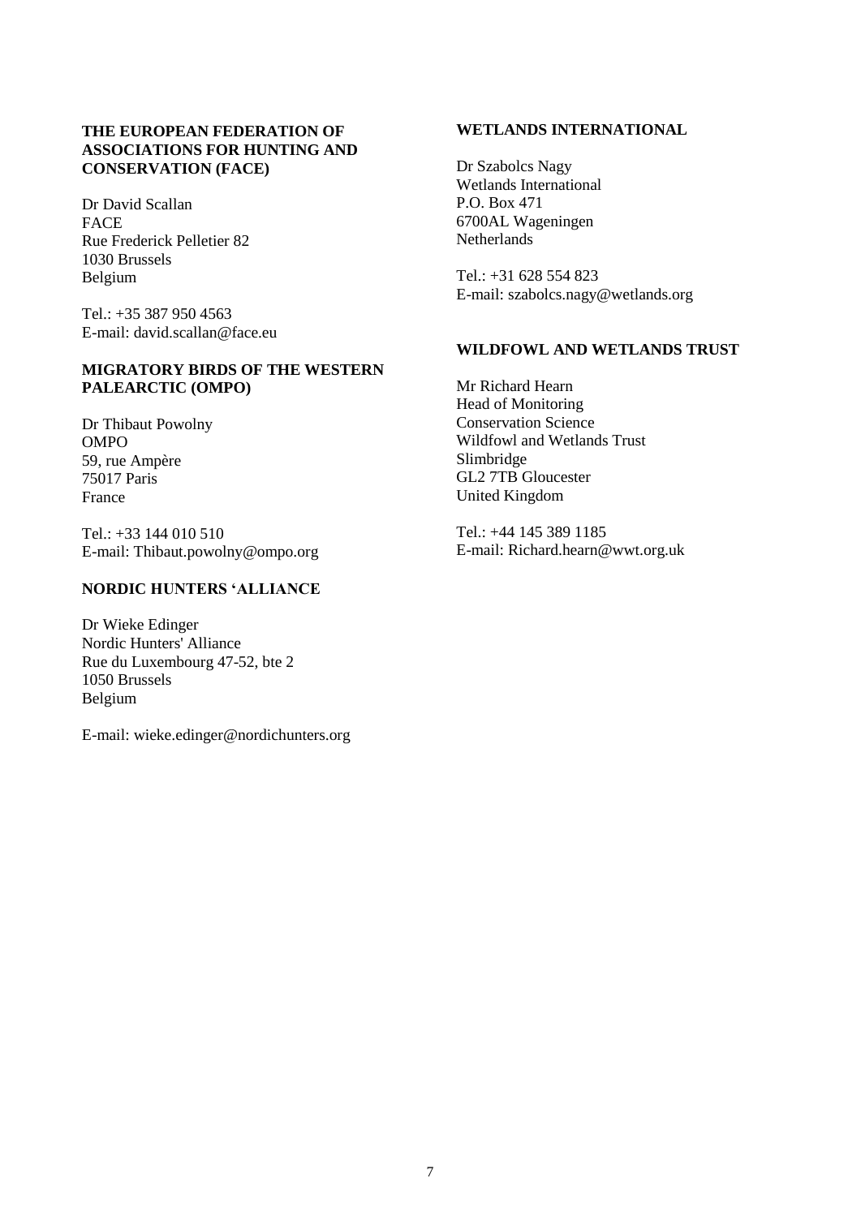**THE EUROPEAN FEDERATION OF ASSOCIATIONS FOR HUNTING AND CONSERVATION (FACE)**

Dr David Scallan
FACE
Rue Frederick Pelletier 82
1030 Brussels
Belgium

Tel.: +35 387 950 4563
E-mail: david.scallan@face.eu

**MIGRATORY BIRDS OF THE WESTERN PALEARCTIC (OMPO)**

Dr Thibaut Powolny
OMPO
59, rue Ampère
75017 Paris
France

Tel.: +33 144 010 510
E-mail: Thibaut.powolny@ompo.org

**NORDIC HUNTERS 'ALLIANCE**

Dr Wieke Edinger
Nordic Hunters' Alliance
Rue du Luxembourg 47-52, bte 2
1050 Brussels
Belgium

E-mail: wieke.edinger@nordichunters.org

**WETLANDS INTERNATIONAL**

Dr Szabolcs Nagy
Wetlands International
P.O. Box 471
6700AL Wageningen
Netherlands

Tel.: +31 628 554 823
E-mail: szabolcs.nagy@wetlands.org

**WILDFOWL AND WETLANDS TRUST**

Mr Richard Hearn
Head of Monitoring
Conservation Science
Wildfowl and Wetlands Trust
Slimbridge
GL2 7TB Gloucester
United Kingdom

Tel.: +44 145 389 1185
E-mail: Richard.hearn@wwt.org.uk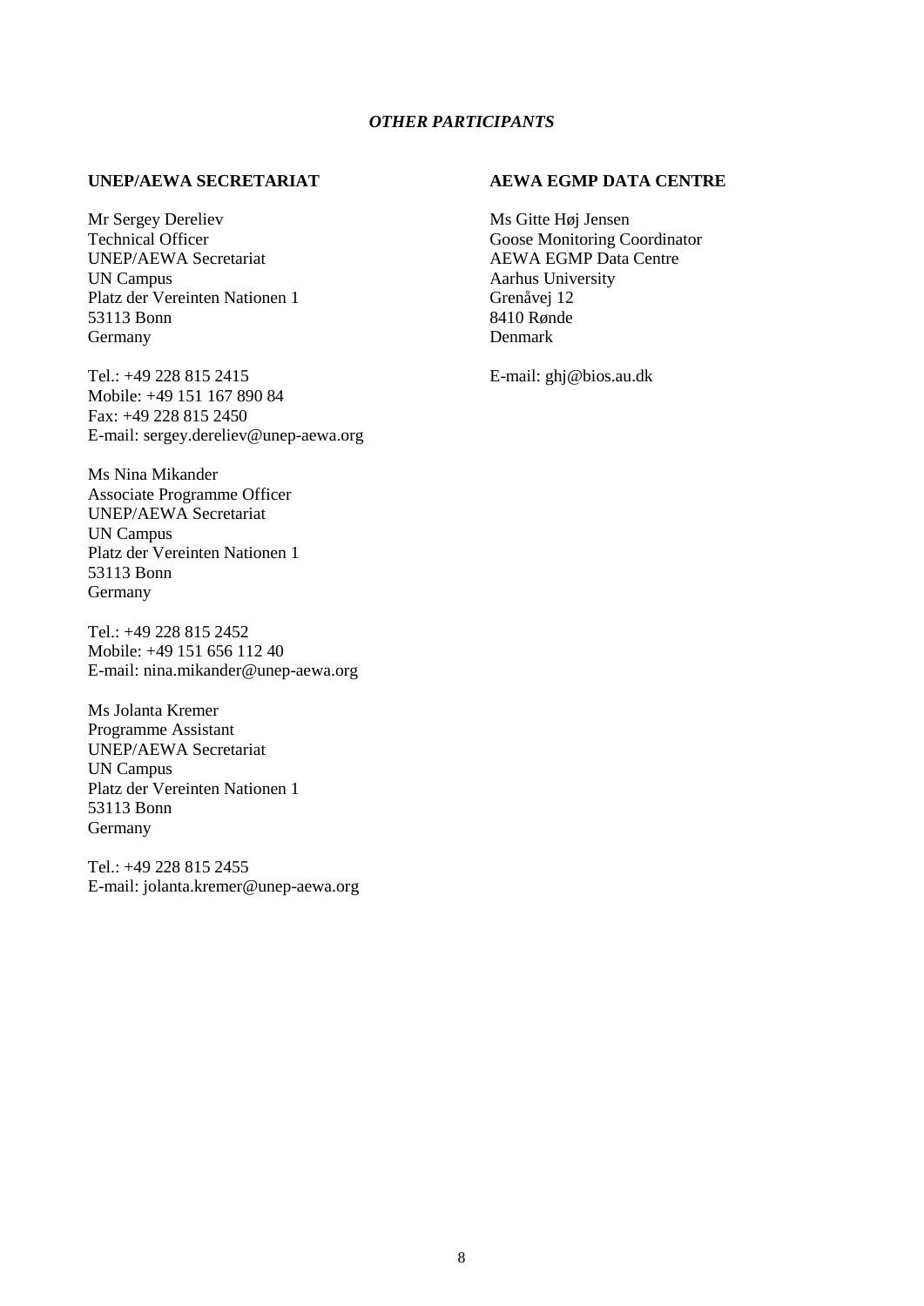*OTHER PARTICIPANTS*

**UNEP/AEWA SECRETARIAT**

Mr Sergey Dereliev
Technical Officer
UNEP/AEWA Secretariat
UN Campus
Platz der Vereinten Nationen 1
53113 Bonn
Germany

Tel.: +49 228 815 2415
Mobile: +49 151 167 890 84
Fax: +49 228 815 2450
E-mail: sergey.dereliev@unep-aewa.org

Ms Nina Mikander
Associate Programme Officer
UNEP/AEWA Secretariat
UN Campus
Platz der Vereinten Nationen 1
53113 Bonn
Germany

Tel.: +49 228 815 2452
Mobile: +49 151 656 112 40
E-mail: nina.mikander@unep-aewa.org

Ms Jolanta Kremer
Programme Assistant
UNEP/AEWA Secretariat
UN Campus
Platz der Vereinten Nationen 1
53113 Bonn
Germany

Tel.: +49 228 815 2455
E-mail: jolanta.kremer@unep-aewa.org

**AEWA EGMP DATA CENTRE**

Ms Gitte Høj Jensen
Goose Monitoring Coordinator
AEWA EGMP Data Centre
Aarhus University
Grenåvej 12
8410 Rønde
Denmark

E-mail: ghj@bios.au.dk